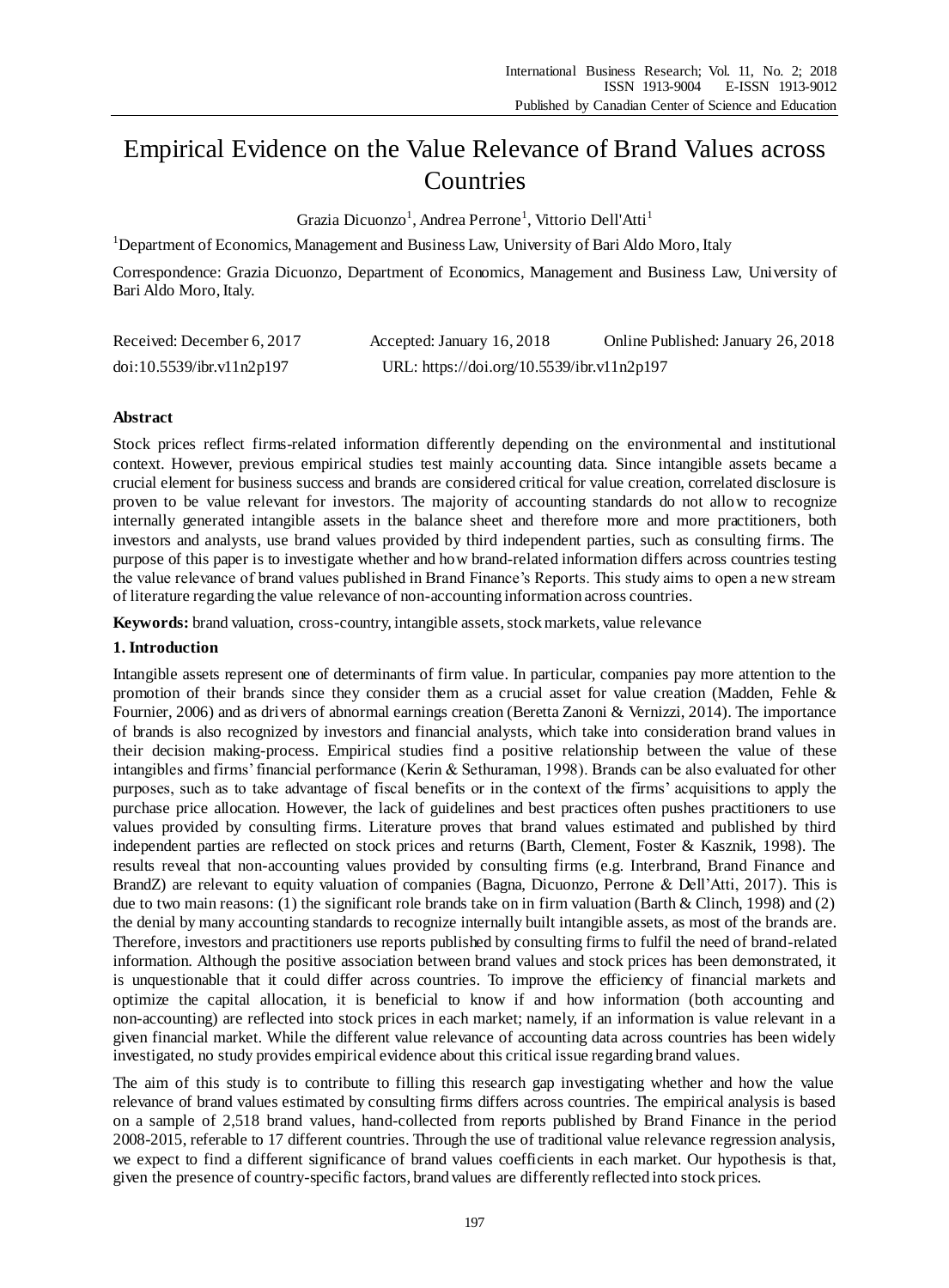# Empirical Evidence on the Value Relevance of Brand Values across Countries

Grazia Dicuonzo[1], Andrea Perrone[1], Vittorio Dell'Atti[1]

[1]Department of Economics, Management and Business Law, University of Bari Aldo Moro, Italy

Correspondence: Grazia Dicuonzo, Department of Economics, Management and Business Law, University of Bari Aldo Moro, Italy.

Received: December 6, 2017 Accepted: January 16, 2018 Online Published: January 26, 2018

doi:10.5539/ibr.v11n2p197 URL: https://doi.org/10.5539/ibr.v11n2p197

## Abstract

Stock prices reflect firms-related information differently depending on the environmental and institutional context. However, previous empirical studies test mainly accounting data. Since intangible assets became a crucial element for business success and brands are considered critical for value creation, correlated disclosure is proven to be value relevant for investors. The majority of accounting standards do not allow to recognize internally generated intangible assets in the balance sheet and therefore more and more practitioners, both investors and analysts, use brand values provided by third independent parties, such as consulting firms. The purpose of this paper is to investigate whether and how brand-related information differs across countries testing the value relevance of brand values published in Brand Finance's Reports. This study aims to open a new stream of literature regarding the value relevance of non-accounting information across countries.

**Keywords:** brand valuation, cross-country, intangible assets, stock markets, value relevance

## 1. Introduction

Intangible assets represent one of determinants of firm value. In particular, companies pay more attention to the promotion of their brands since they consider them as a crucial asset for value creation (Madden, Fehle & Fournier, 2006) and as drivers of abnormal earnings creation (Beretta Zanoni & Vernizzi, 2014). The importance of brands is also recognized by investors and financial analysts, which take into consideration brand values in their decision making-process. Empirical studies find a positive relationship between the value of these intangibles and firms' financial performance (Kerin & Sethuraman, 1998). Brands can be also evaluated for other purposes, such as to take advantage of fiscal benefits or in the context of the firms' acquisitions to apply the purchase price allocation. However, the lack of guidelines and best practices often pushes practitioners to use values provided by consulting firms. Literature proves that brand values estimated and published by third independent parties are reflected on stock prices and returns (Barth, Clement, Foster & Kasznik, 1998). The results reveal that non-accounting values provided by consulting firms (e.g. Interbrand, Brand Finance and BrandZ) are relevant to equity valuation of companies (Bagna, Dicuonzo, Perrone & Dell'Atti, 2017). This is due to two main reasons: (1) the significant role brands take on in firm valuation (Barth & Clinch, 1998) and (2) the denial by many accounting standards to recognize internally built intangible assets, as most of the brands are. Therefore, investors and practitioners use reports published by consulting firms to fulfil the need of brand-related information. Although the positive association between brand values and stock prices has been demonstrated, it is unquestionable that it could differ across countries. To improve the efficiency of financial markets and optimize the capital allocation, it is beneficial to know if and how information (both accounting and non-accounting) are reflected into stock prices in each market; namely, if an information is value relevant in a given financial market. While the different value relevance of accounting data across countries has been widely investigated, no study provides empirical evidence about this critical issue regarding brand values.

The aim of this study is to contribute to filling this research gap investigating whether and how the value relevance of brand values estimated by consulting firms differs across countries. The empirical analysis is based on a sample of 2,518 brand values, hand-collected from reports published by Brand Finance in the period 2008-2015, referable to 17 different countries. Through the use of traditional value relevance regression analysis, we expect to find a different significance of brand values coefficients in each market. Our hypothesis is that, given the presence of country-specific factors, brand values are differently reflected into stock prices.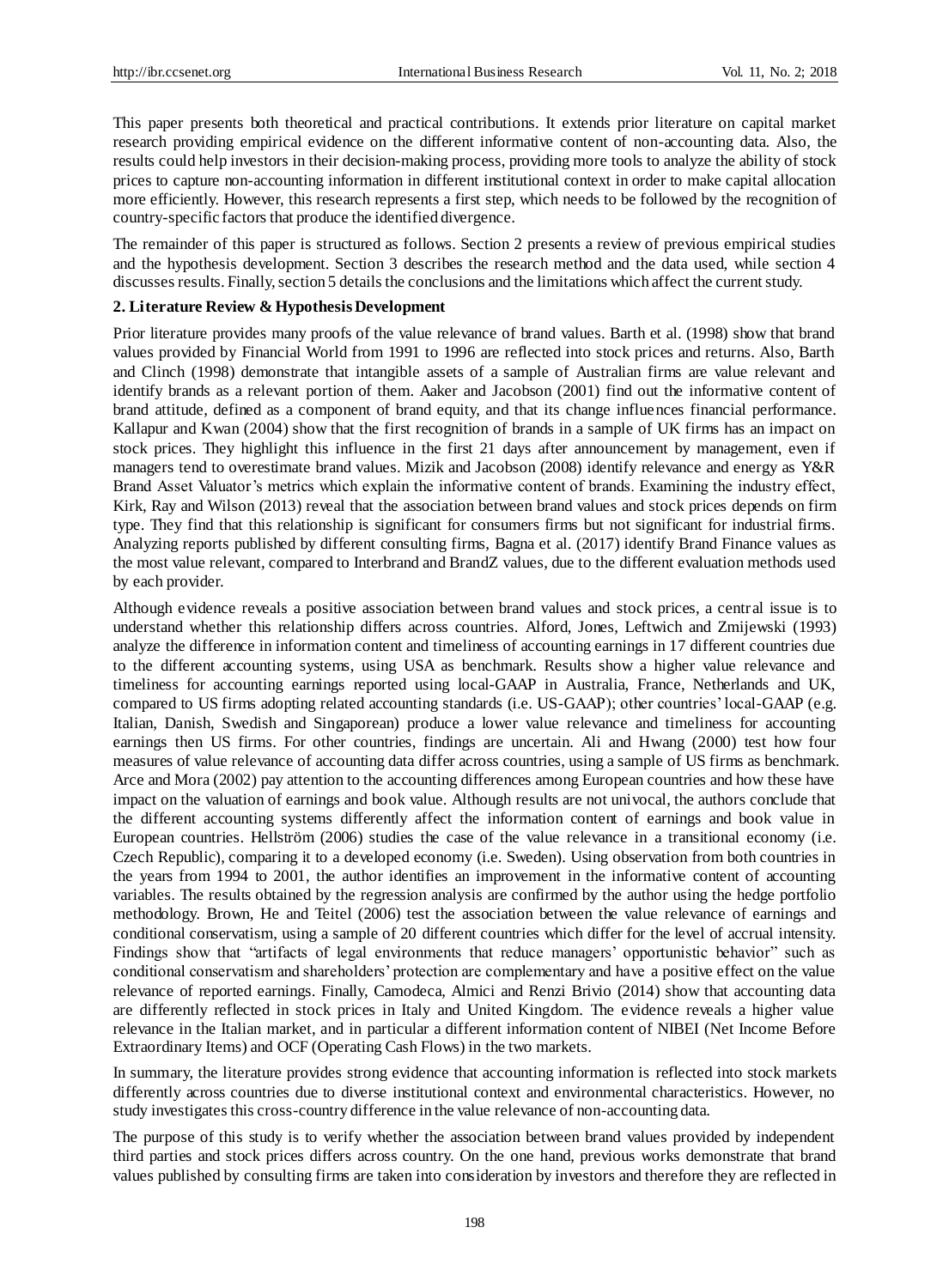This paper presents both theoretical and practical contributions. It extends prior literature on capital market research providing empirical evidence on the different informative content of non-accounting data. Also, the results could help investors in their decision-making process, providing more tools to analyze the ability of stock prices to capture non-accounting information in different institutional context in order to make capital allocation more efficiently. However, this research represents a first step, which needs to be followed by the recognition of country-specific factors that produce the identified divergence.

The remainder of this paper is structured as follows. Section 2 presents a review of previous empirical studies and the hypothesis development. Section 3 describes the research method and the data used, while section 4 discusses results. Finally, section 5 details the conclusions and the limitations which affect the current study.

## 2. Literature Review & Hypothesis Development

Prior literature provides many proofs of the value relevance of brand values. Barth et al. (1998) show that brand values provided by Financial World from 1991 to 1996 are reflected into stock prices and returns. Also, Barth and Clinch (1998) demonstrate that intangible assets of a sample of Australian firms are value relevant and identify brands as a relevant portion of them. Aaker and Jacobson (2001) find out the informative content of brand attitude, defined as a component of brand equity, and that its change influences financial performance. Kallapur and Kwan (2004) show that the first recognition of brands in a sample of UK firms has an impact on stock prices. They highlight this influence in the first 21 days after announcement by management, even if managers tend to overestimate brand values. Mizik and Jacobson (2008) identify relevance and energy as Y&R Brand Asset Valuator's metrics which explain the informative content of brands. Examining the industry effect, Kirk, Ray and Wilson (2013) reveal that the association between brand values and stock prices depends on firm type. They find that this relationship is significant for consumers firms but not significant for industrial firms. Analyzing reports published by different consulting firms, Bagna et al. (2017) identify Brand Finance values as the most value relevant, compared to Interbrand and BrandZ values, due to the different evaluation methods used by each provider.

Although evidence reveals a positive association between brand values and stock prices, a central issue is to understand whether this relationship differs across countries. Alford, Jones, Leftwich and Zmijewski (1993) analyze the difference in information content and timeliness of accounting earnings in 17 different countries due to the different accounting systems, using USA as benchmark. Results show a higher value relevance and timeliness for accounting earnings reported using local-GAAP in Australia, France, Netherlands and UK, compared to US firms adopting related accounting standards (i.e. US-GAAP); other countries' local-GAAP (e.g. Italian, Danish, Swedish and Singaporean) produce a lower value relevance and timeliness for accounting earnings then US firms. For other countries, findings are uncertain. Ali and Hwang (2000) test how four measures of value relevance of accounting data differ across countries, using a sample of US firms as benchmark. Arce and Mora (2002) pay attention to the accounting differences among European countries and how these have impact on the valuation of earnings and book value. Although results are not univocal, the authors conclude that the different accounting systems differently affect the information content of earnings and book value in European countries. Hellström (2006) studies the case of the value relevance in a transitional economy (i.e. Czech Republic), comparing it to a developed economy (i.e. Sweden). Using observation from both countries in the years from 1994 to 2001, the author identifies an improvement in the informative content of accounting variables. The results obtained by the regression analysis are confirmed by the author using the hedge portfolio methodology. Brown, He and Teitel (2006) test the association between the value relevance of earnings and conditional conservatism, using a sample of 20 different countries which differ for the level of accrual intensity. Findings show that "artifacts of legal environments that reduce managers' opportunistic behavior" such as conditional conservatism and shareholders' protection are complementary and have a positive effect on the value relevance of reported earnings. Finally, Camodeca, Almici and Renzi Brivio (2014) show that accounting data are differently reflected in stock prices in Italy and United Kingdom. The evidence reveals a higher value relevance in the Italian market, and in particular a different information content of NIBEI (Net Income Before Extraordinary Items) and OCF (Operating Cash Flows) in the two markets.

In summary, the literature provides strong evidence that accounting information is reflected into stock markets differently across countries due to diverse institutional context and environmental characteristics. However, no study investigates this cross-country difference in the value relevance of non-accounting data.

The purpose of this study is to verify whether the association between brand values provided by independent third parties and stock prices differs across country. On the one hand, previous works demonstrate that brand values published by consulting firms are taken into consideration by investors and therefore they are reflected in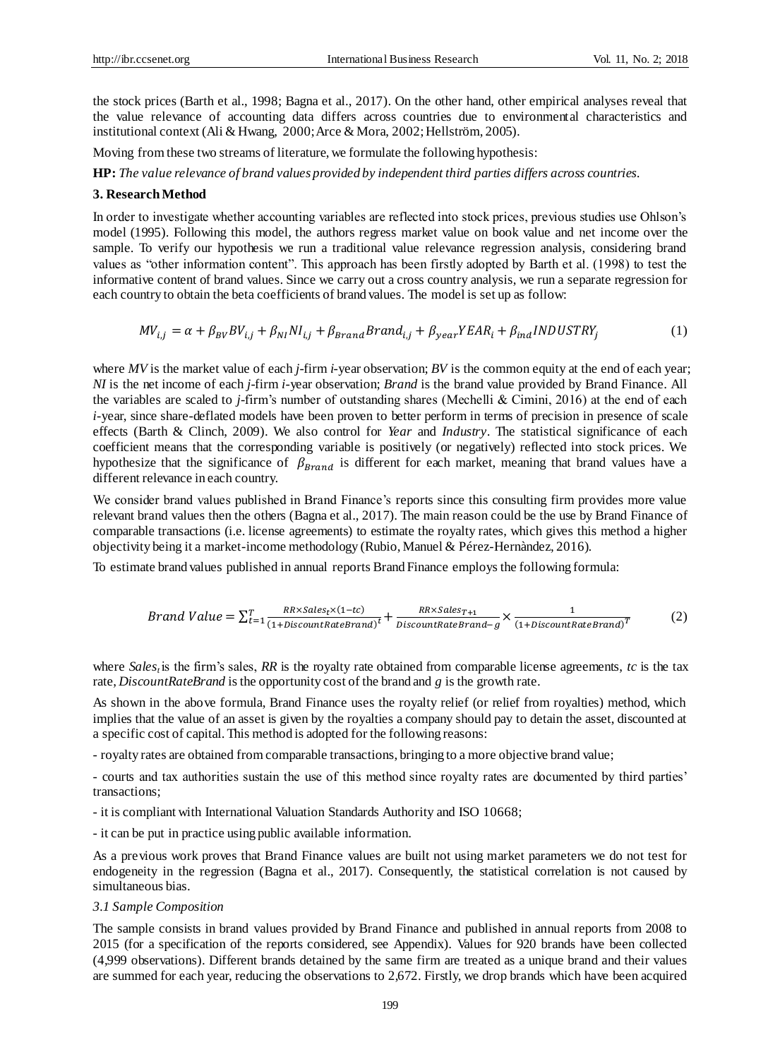the stock prices (Barth et al., 1998; Bagna et al., 2017). On the other hand, other empirical analyses reveal that the value relevance of accounting data differs across countries due to environmental characteristics and institutional context (Ali & Hwang, 2000; Arce & Mora, 2002; Hellström, 2005).

Moving from these two streams of literature, we formulate the following hypothesis:

**HP:** *The value relevance of brand values provided by independent third parties differs across countries.*

## 3. Research Method

In order to investigate whether accounting variables are reflected into stock prices, previous studies use Ohlson's model (1995). Following this model, the authors regress market value on book value and net income over the sample. To verify our hypothesis we run a traditional value relevance regression analysis, considering brand values as "other information content". This approach has been firstly adopted by Barth et al. (1998) to test the informative content of brand values. Since we carry out a cross country analysis, we run a separate regression for each country to obtain the beta coefficients of brand values. The model is set up as follow:

$$MV_{i,j} = \alpha + \beta_{BV} BV_{i,j} + \beta_{NI} NI_{i,j} + \beta_{Brand} Brand_{i,j} + \beta_{year} YEAR_i + \beta_{ind} INDUSTRY_j \tag{1}$$

where *MV* is the market value of each *j*-firm *i*-year observation; *BV* is the common equity at the end of each year; *NI* is the net income of each *j*-firm *i*-year observation; *Brand* is the brand value provided by Brand Finance. All the variables are scaled to *j*-firm's number of outstanding shares (Mechelli & Cimini, 2016) at the end of each *i*-year, since share-deflated models have been proven to better perform in terms of precision in presence of scale effects (Barth & Clinch, 2009). We also control for *Year* and *Industry*. The statistical significance of each coefficient means that the corresponding variable is positively (or negatively) reflected into stock prices. We hypothesize that the significance of $\beta_{Brand}$ is different for each market, meaning that brand values have a different relevance in each country.

We consider brand values published in Brand Finance's reports since this consulting firm provides more value relevant brand values then the others (Bagna et al., 2017). The main reason could be the use by Brand Finance of comparable transactions (i.e. license agreements) to estimate the royalty rates, which gives this method a higher objectivity being it a market-income methodology (Rubio, Manuel & Pérez-Hernàndez, 2016).

To estimate brand values published in annual reports Brand Finance employs the following formula:

$$Brand\ Value = \sum_{t=1}^{T} \frac{RR \times Sales_t \times (1 - tc)}{(1 + DiscountRateBrand)^t} + \frac{RR \times Sales_{T+1}}{DiscountRateBrand - g} \times \frac{1}{(1 + DiscountRateBrand)^T} \tag{2}$$

where $Sales_t$ is the firm's sales, *RR* is the royalty rate obtained from comparable license agreements, *tc* is the tax rate, *DiscountRateBrand* is the opportunity cost of the brand and *g* is the growth rate.

As shown in the above formula, Brand Finance uses the royalty relief (or relief from royalties) method, which implies that the value of an asset is given by the royalties a company should pay to detain the asset, discounted at a specific cost of capital. This method is adopted for the following reasons:

- royalty rates are obtained from comparable transactions, bringing to a more objective brand value;

- courts and tax authorities sustain the use of this method since royalty rates are documented by third parties' transactions;

- it is compliant with International Valuation Standards Authority and ISO 10668;

- it can be put in practice using public available information.

As a previous work proves that Brand Finance values are built not using market parameters we do not test for endogeneity in the regression (Bagna et al., 2017). Consequently, the statistical correlation is not caused by simultaneous bias.

### 3.1 Sample Composition

The sample consists in brand values provided by Brand Finance and published in annual reports from 2008 to 2015 (for a specification of the reports considered, see Appendix). Values for 920 brands have been collected (4,999 observations). Different brands detained by the same firm are treated as a unique brand and their values are summed for each year, reducing the observations to 2,672. Firstly, we drop brands which have been acquired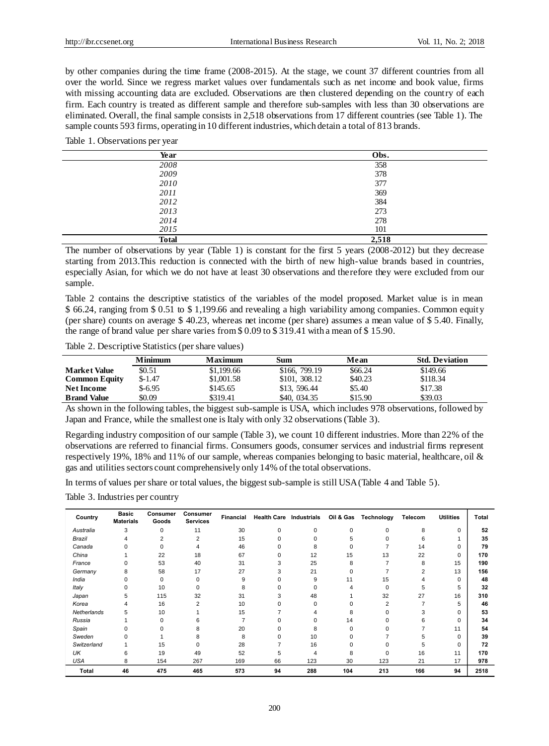by other companies during the time frame (2008-2015). At the stage, we count 37 different countries from all over the world. Since we regress market values over fundamentals such as net income and book value, firms with missing accounting data are excluded. Observations are then clustered depending on the country of each firm. Each country is treated as different sample and therefore sub-samples with less than 30 observations are eliminated. Overall, the final sample consists in 2,518 observations from 17 different countries (see Table 1). The sample counts 593 firms, operating in 10 different industries, which detain a total of 813 brands.

Table 1. Observations per year

| Year | Obs. |
|---|---|
| *2008* | 358 |
| *2009* | 378 |
| *2010* | 377 |
| *2011* | 369 |
| *2012* | 384 |
| *2013* | 273 |
| *2014* | 278 |
| *2015* | 101 |
| **Total** | **2,518** |

The number of observations by year (Table 1) is constant for the first 5 years (2008-2012) but they decrease starting from 2013.This reduction is connected with the birth of new high-value brands based in countries, especially Asian, for which we do not have at least 30 observations and therefore they were excluded from our sample.

Table 2 contains the descriptive statistics of the variables of the model proposed. Market value is in mean \$ 66.24, ranging from \$ 0.51 to \$ 1,199.66 and revealing a high variability among companies. Common equity (per share) counts on average \$ 40.23, whereas net income (per share) assumes a mean value of \$ 5.40. Finally, the range of brand value per share varies from \$ 0.09 to \$ 319.41 with a mean of \$ 15.90.

Table 2. Descriptive Statistics (per share values)

| | Minimum | Maximum | Sum | Mean | Std. Deviation |
|---|---|---|---|---|---|
| **Market Value** | \$0.51 | \$1,199.66 | \$166, 799.19 | \$66.24 | \$149.66 |
| **Common Equity** | \$-1.47 | \$1,001.58 | \$101, 308.12 | \$40.23 | \$118.34 |
| **Net Income** | \$-6.95 | \$145.65 | \$13, 596.44 | \$5.40 | \$17.38 |
| **Brand Value** | \$0.09 | \$319.41 | \$40, 034.35 | \$15.90 | \$39.03 |

As shown in the following tables, the biggest sub-sample is USA, which includes 978 observations, followed by Japan and France, while the smallest one is Italy with only 32 observations (Table 3).

Regarding industry composition of our sample (Table 3), we count 10 different industries. More than 22% of the observations are referred to financial firms. Consumers goods, consumer services and industrial firms represent respectively 19%, 18% and 11% of our sample, whereas companies belonging to basic material, healthcare, oil & gas and utilities sectors count comprehensively only 14% of the total observations.

In terms of values per share or total values, the biggest sub-sample is still USA (Table 4 and Table 5).

Table 3. Industries per country

| Country | Basic Materials | Consumer Goods | Consumer Services | Financial | Health Care | Industrials | Oil & Gas | Technology | Telecom | Utilities | Total |
|---|---|---|---|---|---|---|---|---|---|---|---|
| *Australia* | 3 | 0 | 11 | 30 | 0 | 0 | 0 | 0 | 8 | 0 | **52** |
| *Brazil* | 4 | 2 | 2 | 15 | 0 | 0 | 5 | 0 | 6 | 1 | **35** |
| *Canada* | 0 | 0 | 4 | 46 | 0 | 8 | 0 | 7 | 14 | 0 | **79** |
| *China* | 1 | 22 | 18 | 67 | 0 | 12 | 15 | 13 | 22 | 0 | **170** |
| *France* | 0 | 53 | 40 | 31 | 3 | 25 | 8 | 7 | 8 | 15 | **190** |
| *Germany* | 8 | 58 | 17 | 27 | 3 | 21 | 0 | 7 | 2 | 13 | **156** |
| *India* | 0 | 0 | 0 | 9 | 0 | 9 | 11 | 15 | 4 | 0 | **48** |
| *Italy* | 0 | 10 | 0 | 8 | 0 | 0 | 4 | 0 | 5 | 5 | **32** |
| *Japan* | 5 | 115 | 32 | 31 | 3 | 48 | 1 | 32 | 27 | 16 | **310** |
| *Korea* | 4 | 16 | 2 | 10 | 0 | 0 | 0 | 2 | 7 | 5 | **46** |
| *Netherlands* | 5 | 10 | 1 | 15 | 7 | 4 | 8 | 0 | 3 | 0 | **53** |
| *Russia* | 1 | 0 | 6 | 7 | 0 | 0 | 14 | 0 | 6 | 0 | **34** |
| *Spain* | 0 | 0 | 8 | 20 | 0 | 8 | 0 | 0 | 7 | 11 | **54** |
| *Sweden* | 0 | 1 | 8 | 8 | 0 | 10 | 0 | 7 | 5 | 0 | **39** |
| *Switzerland* | 1 | 15 | 0 | 28 | 7 | 16 | 0 | 0 | 5 | 0 | **72** |
| *UK* | 6 | 19 | 49 | 52 | 5 | 4 | 8 | 0 | 16 | 11 | **170** |
| *USA* | 8 | 154 | 267 | 169 | 66 | 123 | 30 | 123 | 21 | 17 | **978** |
| **Total** | **46** | **475** | **465** | **573** | **94** | **288** | **104** | **213** | **166** | **94** | **2518** |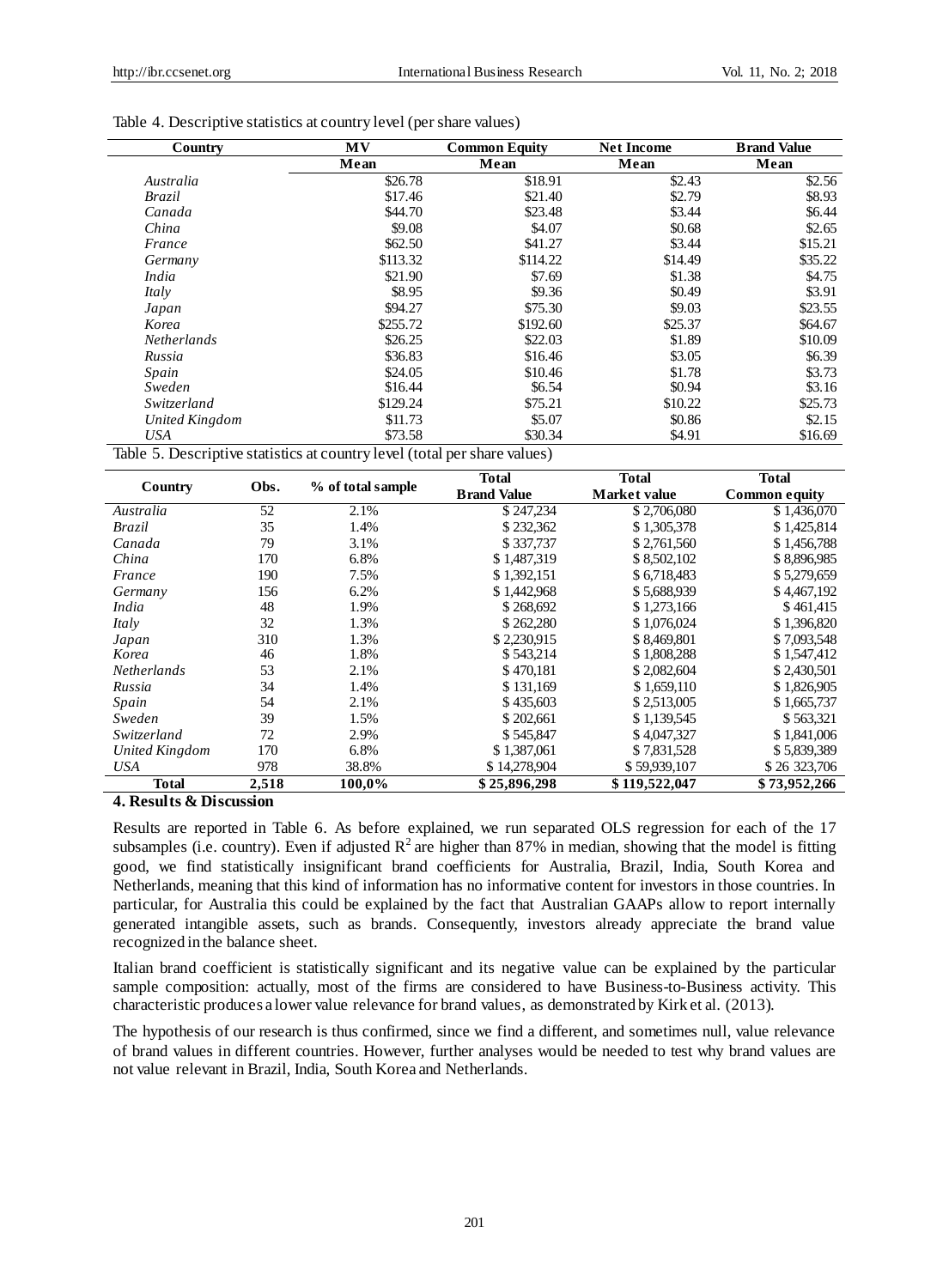Table 4. Descriptive statistics at country level (per share values)

| Country | MV | Common Equity | Net Income | Brand Value |
|---|---|---|---|---|
| | Mean | Mean | Mean | Mean |
| *Australia* | \$26.78 | \$18.91 | \$2.43 | \$2.56 |
| *Brazil* | \$17.46 | \$21.40 | \$2.79 | \$8.93 |
| *Canada* | \$44.70 | \$23.48 | \$3.44 | \$6.44 |
| *China* | \$9.08 | \$4.07 | \$0.68 | \$2.65 |
| *France* | \$62.50 | \$41.27 | \$3.44 | \$15.21 |
| *Germany* | \$113.32 | \$114.22 | \$14.49 | \$35.22 |
| *India* | \$21.90 | \$7.69 | \$1.38 | \$4.75 |
| *Italy* | \$8.95 | \$9.36 | \$0.49 | \$3.91 |
| *Japan* | \$94.27 | \$75.30 | \$9.03 | \$23.55 |
| *Korea* | \$255.72 | \$192.60 | \$25.37 | \$64.67 |
| *Netherlands* | \$26.25 | \$22.03 | \$1.89 | \$10.09 |
| *Russia* | \$36.83 | \$16.46 | \$3.05 | \$6.39 |
| *Spain* | \$24.05 | \$10.46 | \$1.78 | \$3.73 |
| *Sweden* | \$16.44 | \$6.54 | \$0.94 | \$3.16 |
| *Switzerland* | \$129.24 | \$75.21 | \$10.22 | \$25.73 |
| *United Kingdom* | \$11.73 | \$5.07 | \$0.86 | \$2.15 |
| *USA* | \$73.58 | \$30.34 | \$4.91 | \$16.69 |

Table 5. Descriptive statistics at country level (total per share values)

| Country | Obs. | % of total sample | Total Brand Value | Total Market value | Total Common equity |
|---|---|---|---|---|---|
| *Australia* | 52 | 2.1% | \$ 247,234 | \$ 2,706,080 | \$ 1,436,070 |
| *Brazil* | 35 | 1.4% | \$ 232,362 | \$ 1,305,378 | \$ 1,425,814 |
| *Canada* | 79 | 3.1% | \$ 337,737 | \$ 2,761,560 | \$ 1,456,788 |
| *China* | 170 | 6.8% | \$ 1,487,319 | \$ 8,502,102 | \$ 8,896,985 |
| *France* | 190 | 7.5% | \$ 1,392,151 | \$ 6,718,483 | \$ 5,279,659 |
| *Germany* | 156 | 6.2% | \$ 1,442,968 | \$ 5,688,939 | \$ 4,467,192 |
| *India* | 48 | 1.9% | \$ 268,692 | \$ 1,273,166 | \$ 461,415 |
| *Italy* | 32 | 1.3% | \$ 262,280 | \$ 1,076,024 | \$ 1,396,820 |
| *Japan* | 310 | 1.3% | \$ 2,230,915 | \$ 8,469,801 | \$ 7,093,548 |
| *Korea* | 46 | 1.8% | \$ 543,214 | \$ 1,808,288 | \$ 1,547,412 |
| *Netherlands* | 53 | 2.1% | \$ 470,181 | \$ 2,082,604 | \$ 2,430,501 |
| *Russia* | 34 | 1.4% | \$ 131,169 | \$ 1,659,110 | \$ 1,826,905 |
| *Spain* | 54 | 2.1% | \$ 435,603 | \$ 2,513,005 | \$ 1,665,737 |
| *Sweden* | 39 | 1.5% | \$ 202,661 | \$ 1,139,545 | \$ 563,321 |
| *Switzerland* | 72 | 2.9% | \$ 545,847 | \$ 4,047,327 | \$ 1,841,006 |
| *United Kingdom* | 170 | 6.8% | \$ 1,387,061 | \$ 7,831,528 | \$ 5,839,389 |
| *USA* | 978 | 38.8% | \$ 14,278,904 | \$ 59,939,107 | \$ 26 323,706 |
| **Total** | **2,518** | **100,0%** | **\$ 25,896,298** | **\$ 119,522,047** | **\$ 73,952,266** |

## 4. Results & Discussion

Results are reported in Table 6. As before explained, we run separated OLS regression for each of the 17 subsamples (i.e. country). Even if adjusted $R^2$ are higher than 87% in median, showing that the model is fitting good, we find statistically insignificant brand coefficients for Australia, Brazil, India, South Korea and Netherlands, meaning that this kind of information has no informative content for investors in those countries. In particular, for Australia this could be explained by the fact that Australian GAAPs allow to report internally generated intangible assets, such as brands. Consequently, investors already appreciate the brand value recognized in the balance sheet.

Italian brand coefficient is statistically significant and its negative value can be explained by the particular sample composition: actually, most of the firms are considered to have Business-to-Business activity. This characteristic produces a lower value relevance for brand values, as demonstrated by Kirk et al. (2013).

The hypothesis of our research is thus confirmed, since we find a different, and sometimes null, value relevance of brand values in different countries. However, further analyses would be needed to test why brand values are not value relevant in Brazil, India, South Korea and Netherlands.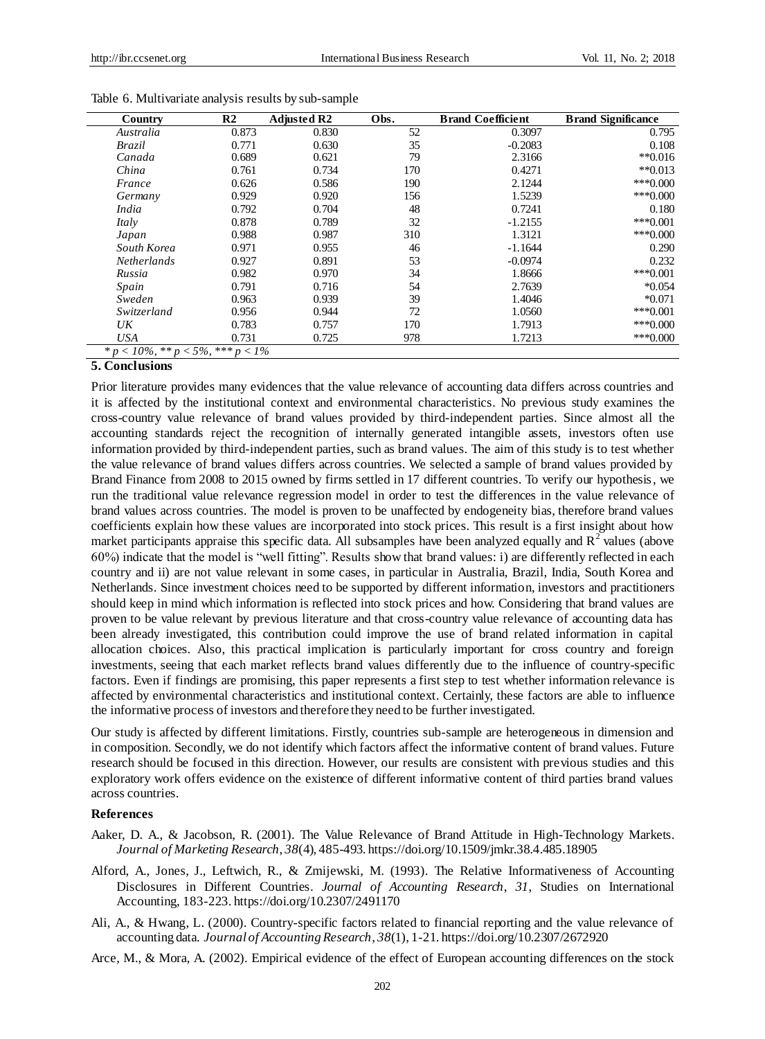Table 6. Multivariate analysis results by sub-sample

| Country | R2 | Adjusted R2 | Obs. | Brand Coefficient | Brand Significance |
|---|---|---|---|---|---|
| *Australia* | 0.873 | 0.830 | 52 | 0.3097 | 0.795 |
| *Brazil* | 0.771 | 0.630 | 35 | -0.2083 | 0.108 |
| *Canada* | 0.689 | 0.621 | 79 | 2.3166 | **0.016 |
| *China* | 0.761 | 0.734 | 170 | 0.4271 | **0.013 |
| *France* | 0.626 | 0.586 | 190 | 2.1244 | ***0.000 |
| *Germany* | 0.929 | 0.920 | 156 | 1.5239 | ***0.000 |
| *India* | 0.792 | 0.704 | 48 | 0.7241 | 0.180 |
| *Italy* | 0.878 | 0.789 | 32 | -1.2155 | ***0.001 |
| *Japan* | 0.988 | 0.987 | 310 | 1.3121 | ***0.000 |
| *South Korea* | 0.971 | 0.955 | 46 | -1.1644 | 0.290 |
| *Netherlands* | 0.927 | 0.891 | 53 | -0.0974 | 0.232 |
| *Russia* | 0.982 | 0.970 | 34 | 1.8666 | ***0.001 |
| *Spain* | 0.791 | 0.716 | 54 | 2.7639 | *0.054 |
| *Sweden* | 0.963 | 0.939 | 39 | 1.4046 | *0.071 |
| *Switzerland* | 0.956 | 0.944 | 72 | 1.0560 | ***0.001 |
| *UK* | 0.783 | 0.757 | 170 | 1.7913 | ***0.000 |
| *USA* | 0.731 | 0.725 | 978 | 1.7213 | ***0.000 |

*\* $p < 10\%$, \*\* $p < 5\%$, \*\*\* $p < 1\%$*

## 5. Conclusions

Prior literature provides many evidences that the value relevance of accounting data differs across countries and it is affected by the institutional context and environmental characteristics. No previous study examines the cross-country value relevance of brand values provided by third-independent parties. Since almost all the accounting standards reject the recognition of internally generated intangible assets, investors often use information provided by third-independent parties, such as brand values. The aim of this study is to test whether the value relevance of brand values differs across countries. We selected a sample of brand values provided by Brand Finance from 2008 to 2015 owned by firms settled in 17 different countries. To verify our hypothesis, we run the traditional value relevance regression model in order to test the differences in the value relevance of brand values across countries. The model is proven to be unaffected by endogeneity bias, therefore brand values coefficients explain how these values are incorporated into stock prices. This result is a first insight about how market participants appraise this specific data. All subsamples have been analyzed equally and $R^2$ values (above 60%) indicate that the model is "well fitting". Results show that brand values: i) are differently reflected in each country and ii) are not value relevant in some cases, in particular in Australia, Brazil, India, South Korea and Netherlands. Since investment choices need to be supported by different information, investors and practitioners should keep in mind which information is reflected into stock prices and how. Considering that brand values are proven to be value relevant by previous literature and that cross-country value relevance of accounting data has been already investigated, this contribution could improve the use of brand related information in capital allocation choices. Also, this practical implication is particularly important for cross country and foreign investments, seeing that each market reflects brand values differently due to the influence of country-specific factors. Even if findings are promising, this paper represents a first step to test whether information relevance is affected by environmental characteristics and institutional context. Certainly, these factors are able to influence the informative process of investors and therefore they need to be further investigated.

Our study is affected by different limitations. Firstly, countries sub-sample are heterogeneous in dimension and in composition. Secondly, we do not identify which factors affect the informative content of brand values. Future research should be focused in this direction. However, our results are consistent with previous studies and this exploratory work offers evidence on the existence of different informative content of third parties brand values across countries.

### References

Aaker, D. A., & Jacobson, R. (2001). The Value Relevance of Brand Attitude in High-Technology Markets. *Journal of Marketing Research*, *38*(4), 485-493. https://doi.org/10.1509/jmkr.38.4.485.18905

Alford, A., Jones, J., Leftwich, R., & Zmijewski, M. (1993). The Relative Informativeness of Accounting Disclosures in Different Countries. *Journal of Accounting Research*, *31*, Studies on International Accounting, 183-223. https://doi.org/10.2307/2491170

Ali, A., & Hwang, L. (2000). Country-specific factors related to financial reporting and the value relevance of accounting data. *Journal of Accounting Research*, *38*(1), 1-21. https://doi.org/10.2307/2672920

Arce, M., & Mora, A. (2002). Empirical evidence of the effect of European accounting differences on the stock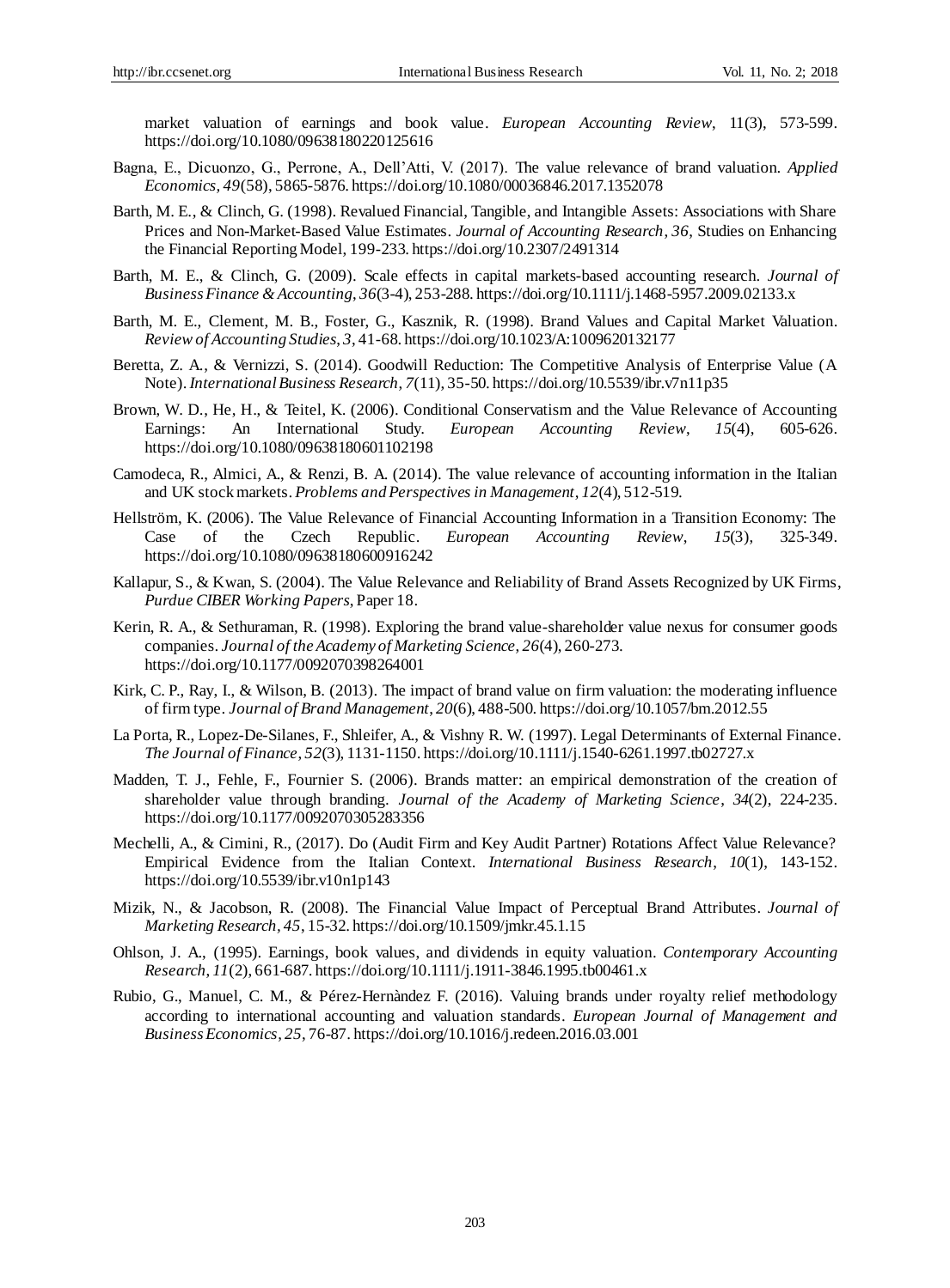market valuation of earnings and book value. *European Accounting Review*, 11(3), 573-599. https://doi.org/10.1080/09638180220125616

Bagna, E., Dicuonzo, G., Perrone, A., Dell'Atti, V. (2017). The value relevance of brand valuation. *Applied Economics, 49*(58), 5865-5876. https://doi.org/10.1080/00036846.2017.1352078

Barth, M. E., & Clinch, G. (1998). Revalued Financial, Tangible, and Intangible Assets: Associations with Share Prices and Non-Market-Based Value Estimates. *Journal of Accounting Research*, *36*, Studies on Enhancing the Financial Reporting Model, 199-233. https://doi.org/10.2307/2491314

Barth, M. E., & Clinch, G. (2009). Scale effects in capital markets-based accounting research. *Journal of Business Finance & Accounting*, *36*(3-4), 253-288. https://doi.org/10.1111/j.1468-5957.2009.02133.x

Barth, M. E., Clement, M. B., Foster, G., Kasznik, R. (1998). Brand Values and Capital Market Valuation. *Review of Accounting Studies, 3*, 41-68. https://doi.org/10.1023/A:1009620132177

Beretta, Z. A., & Vernizzi, S. (2014). Goodwill Reduction: The Competitive Analysis of Enterprise Value (A Note). *International Business Research*, *7*(11), 35-50. https://doi.org/10.5539/ibr.v7n11p35

Brown, W. D., He, H., & Teitel, K. (2006). Conditional Conservatism and the Value Relevance of Accounting Earnings: An International Study. *European Accounting Review*, *15*(4), 605-626. https://doi.org/10.1080/09638180601102198

Camodeca, R., Almici, A., & Renzi, B. A. (2014). The value relevance of accounting information in the Italian and UK stock markets. *Problems and Perspectives in Management*, *12*(4), 512-519.

Hellström, K. (2006). The Value Relevance of Financial Accounting Information in a Transition Economy: The Case of the Czech Republic. *European Accounting Review*, *15*(3), 325-349. https://doi.org/10.1080/09638180600916242

Kallapur, S., & Kwan, S. (2004). The Value Relevance and Reliability of Brand Assets Recognized by UK Firms, *Purdue CIBER Working Papers*, Paper 18.

Kerin, R. A., & Sethuraman, R. (1998). Exploring the brand value-shareholder value nexus for consumer goods companies. *Journal of the Academy of Marketing Science*, *26*(4), 260-273. https://doi.org/10.1177/0092070398264001

Kirk, C. P., Ray, I., & Wilson, B. (2013). The impact of brand value on firm valuation: the moderating influence of firm type. *Journal of Brand Management*, *20*(6), 488-500. https://doi.org/10.1057/bm.2012.55

La Porta, R., Lopez-De-Silanes, F., Shleifer, A., & Vishny R. W. (1997). Legal Determinants of External Finance. *The Journal of Finance*, *52*(3), 1131-1150. https://doi.org/10.1111/j.1540-6261.1997.tb02727.x

Madden, T. J., Fehle, F., Fournier S. (2006). Brands matter: an empirical demonstration of the creation of shareholder value through branding. *Journal of the Academy of Marketing Science*, *34*(2), 224-235. https://doi.org/10.1177/0092070305283356

Mechelli, A., & Cimini, R., (2017). Do (Audit Firm and Key Audit Partner) Rotations Affect Value Relevance? Empirical Evidence from the Italian Context. *International Business Research*, *10*(1), 143-152. https://doi.org/10.5539/ibr.v10n1p143

Mizik, N., & Jacobson, R. (2008). The Financial Value Impact of Perceptual Brand Attributes. *Journal of Marketing Research, 45*, 15-32. https://doi.org/10.1509/jmkr.45.1.15

Ohlson, J. A., (1995). Earnings, book values, and dividends in equity valuation. *Contemporary Accounting Research*, *11*(2), 661-687. https://doi.org/10.1111/j.1911-3846.1995.tb00461.x

Rubio, G., Manuel, C. M., & Pérez-Hernàndez F. (2016). Valuing brands under royalty relief methodology according to international accounting and valuation standards. *European Journal of Management and Business Economics*, *25*, 76-87. https://doi.org/10.1016/j.redeen.2016.03.001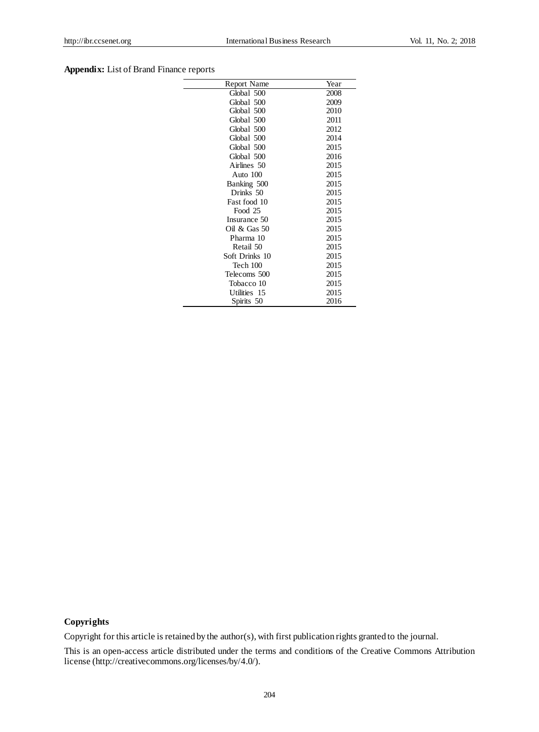**Appendix:** List of Brand Finance reports

| Report Name | Year |
|---|---|
| Global 500 | 2008 |
| Global 500 | 2009 |
| Global 500 | 2010 |
| Global 500 | 2011 |
| Global 500 | 2012 |
| Global 500 | 2014 |
| Global 500 | 2015 |
| Global 500 | 2016 |
| Airlines 50 | 2015 |
| Auto 100 | 2015 |
| Banking 500 | 2015 |
| Drinks 50 | 2015 |
| Fast food 10 | 2015 |
| Food 25 | 2015 |
| Insurance 50 | 2015 |
| Oil & Gas 50 | 2015 |
| Pharma 10 | 2015 |
| Retail 50 | 2015 |
| Soft Drinks 10 | 2015 |
| Tech 100 | 2015 |
| Telecoms 500 | 2015 |
| Tobacco 10 | 2015 |
| Utilities 15 | 2015 |
| Spirits 50 | 2016 |

## Copyrights

Copyright for this article is retained by the author(s), with first publication rights granted to the journal.

This is an open-access article distributed under the terms and conditions of the Creative Commons Attribution license (http://creativecommons.org/licenses/by/4.0/).